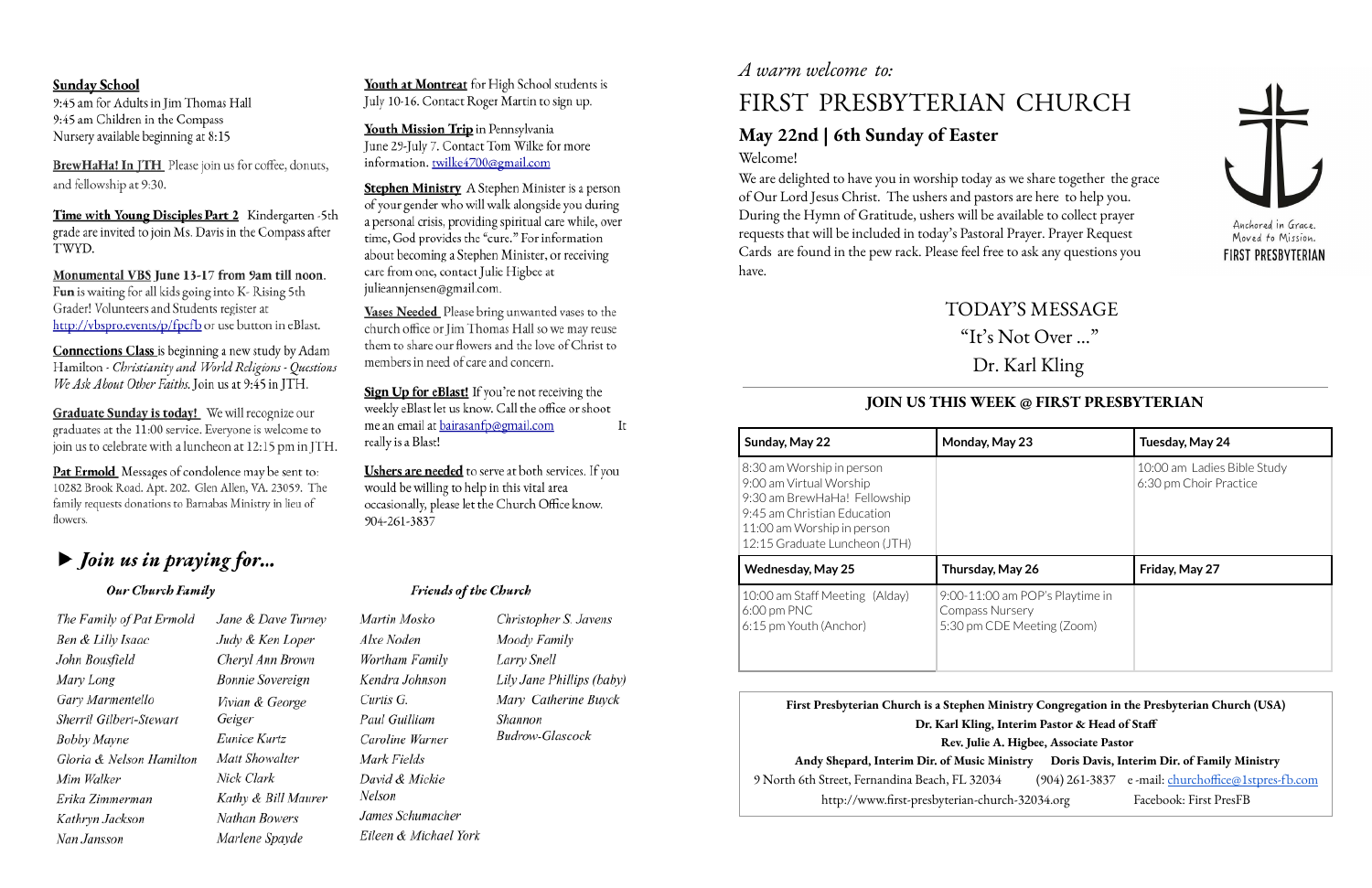**Sunday School**
9:45 am for Adults in Jim Thomas Hall
9:45 am Children in the Compass
Nursery available beginning at 8:15

**BrewHaHa! In JTH** Please join us for coffee, donuts, and fellowship at 9:30.

**Time with Young Disciples Part 2** Kindergarten -5th grade are invited to join Ms. Davis in the Compass after TWYD.

**Monumental VBS June 13-17 from 9am till noon.** **Fun** is waiting for all kids going into K- Rising 5th Grader! Volunteers and Students register at http://vbspro.events/p/fpcfb or use button in eBlast.

**Connections Class** is beginning a new study by Adam Hamilton - *Christianity and World Religions - Questions We Ask About Other Faiths.* Join us at 9:45 in JTH.

**Graduate Sunday is today!** We will recognize our graduates at the 11:00 service. Everyone is welcome to join us to celebrate with a luncheon at 12:15 pm in JTH.

**Pat Ermold** Messages of condolence may be sent to: 10282 Brook Road. Apt. 202. Glen Allen, VA. 23059. The family requests donations to Barnabas Ministry in lieu of flowers.

**Youth at Montreat** for High School students is July 10-16. Contact Roger Martin to sign up.

**Youth Mission Trip** in Pennsylvania June 29-July 7. Contact Tom Wilke for more information. twilke4700@gmail.com

**Stephen Ministry** A Stephen Minister is a person of your gender who will walk alongside you during a personal crisis, providing spiritual care while, over time, God provides the "cure." For information about becoming a Stephen Minister, or receiving care from one, contact Julie Higbee at julieannjensen@gmail.com.

**Vases Needed** Please bring unwanted vases to the church office or Jim Thomas Hall so we may reuse them to share our flowers and the love of Christ to members in need of care and concern.

**Sign Up for eBlast!** If you're not receiving the weekly eBlast let us know. Call the office or shoot me an email at bairasanfp@gmail.com It really is a Blast!

**Ushers are needed** to serve at both services. If you would be willing to help in this vital area occasionally, please let the Church Office know. 904-261-3837

## ► *Join us in praying for...*

### *Our Church Family*

*The Family of Pat Ermold*
*Ben & Lilly Isaac*
*John Bousfield*
*Mary Long*
*Gary Marmentello*
*Sherril Gilbert-Stewart*
*Bobby Mayne*
*Gloria & Nelson Hamilton*
*Mim Walker*
*Erika Zimmerman*
*Kathryn Jackson*
*Nan Jansson*
*Jane & Dave Turney*
*Judy & Ken Loper*
*Cheryl Ann Brown*
*Bonnie Sovereign*
*Vivian & George Geiger*
*Eunice Kurtz*
*Matt Showalter*
*Nick Clark*
*Kathy & Bill Maurer*
*Nathan Bowers*
*Marlene Spayde*

### *Friends of the Church*

*Martin Mosko*
*Alxe Noden*
*Wortham Family*
*Kendra Johnson*
*Curtis G.*
*Paul Guilliam*
*Caroline Warner*
*Mark Fields*
*David & Mickie Nelson*
*James Schumacher*
*Eileen & Michael York*
*Christopher S. Javens*
*Moody Family*
*Larry Snell*
*Lily Jane Phillips (baby)*
*Mary Catherine Buyck*
*Shannon Budrow-Glascock*

*A warm welcome to:*

# FIRST PRESBYTERIAN CHURCH

## May 22nd | 6th Sunday of Easter

Welcome!

We are delighted to have you in worship today as we share together the grace of Our Lord Jesus Christ. The ushers and pastors are here to help you. During the Hymn of Gratitude, ushers will be available to collect prayer requests that will be included in today's Pastoral Prayer. Prayer Request Cards are found in the pew rack. Please feel free to ask any questions you have.

Anchored in Grace. Moved to Mission.
FIRST PRESBYTERIAN

TODAY'S MESSAGE
"It's Not Over ..."
Dr. Karl Kling

## JOIN US THIS WEEK @ FIRST PRESBYTERIAN

| Sunday, May 22 | Monday, May 23 | Tuesday, May 24 |
|---|---|---|
| 8:30 am Worship in person<br>9:00 am Virtual Worship<br>9:30 am BrewHaHa! Fellowship<br>9:45 am Christian Education<br>11:00 am Worship in person<br>12:15 Graduate Luncheon (JTH) | | 10:00 am Ladies Bible Study<br>6:30 pm Choir Practice |
| **Wednesday, May 25** | **Thursday, May 26** | **Friday, May 27** |
| 10:00 am Staff Meeting (Alday)<br>6:00 pm PNC<br>6:15 pm Youth (Anchor) | 9:00-11:00 am POP's Playtime in Compass Nursery<br>5:30 pm CDE Meeting (Zoom) | |

**First Presbyterian Church is a Stephen Ministry Congregation in the Presbyterian Church (USA)**
**Dr. Karl Kling, Interim Pastor & Head of Staff**
**Rev. Julie A. Higbee, Associate Pastor**
**Andy Shepard, Interim Dir. of Music Ministry** **Doris Davis, Interim Dir. of Family Ministry**
9 North 6th Street, Fernandina Beach, FL 32034 (904) 261-3837 e-mail: churchoffice@1stpres-fb.com
http://www.first-presbyterian-church-32034.org Facebook: First PresFB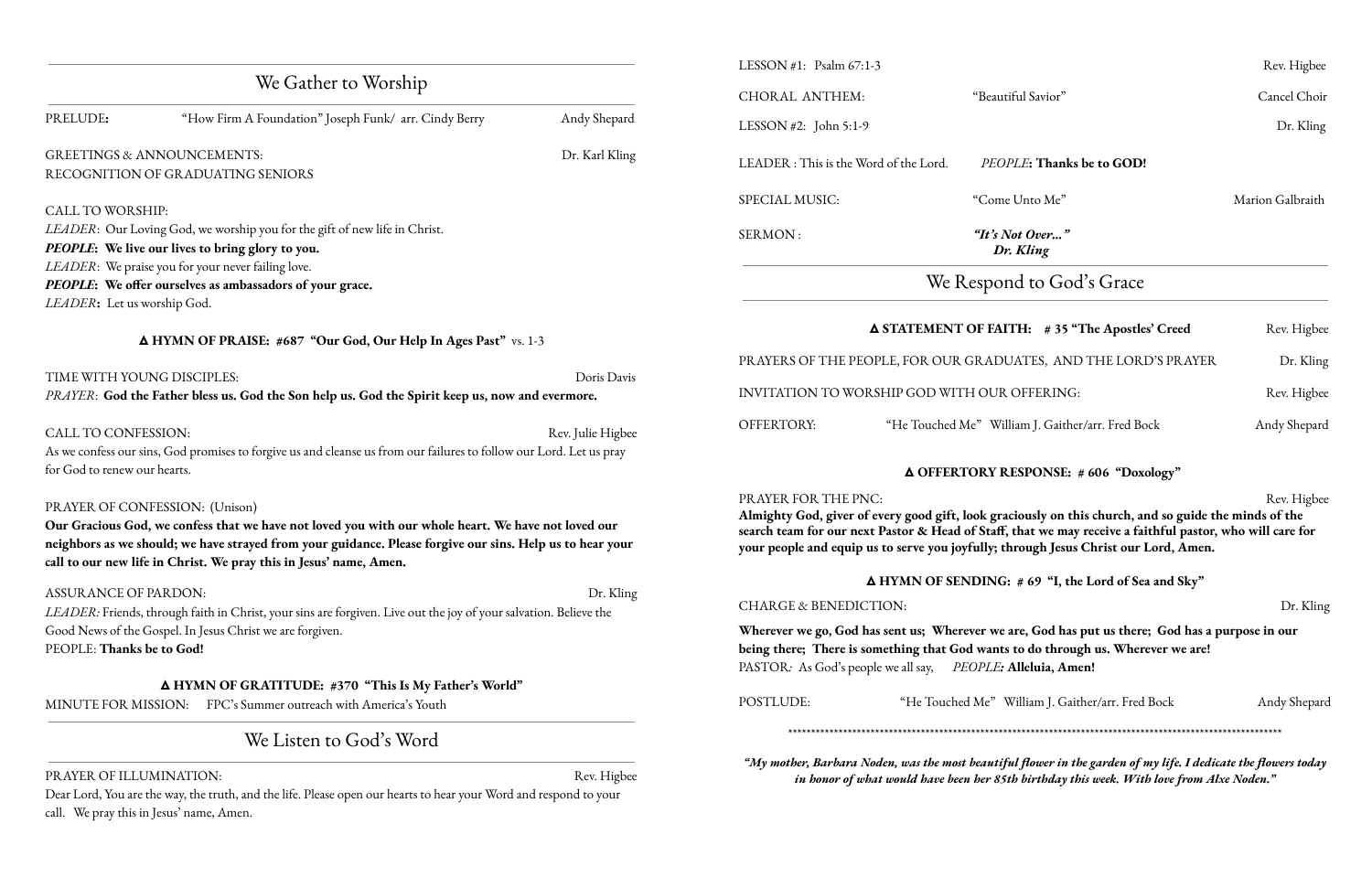## We Gather to Worship

PRELUDE**:** "How Firm A Foundation" Joseph Funk/ arr. Cindy Berry — Andy Shepard

GREETINGS & ANNOUNCEMENTS: — Dr. Karl Kling
RECOGNITION OF GRADUATING SENIORS

CALL TO WORSHIP:
*LEADER*: Our Loving God, we worship you for the gift of new life in Christ.
***PEOPLE*: We live our lives to bring glory to you.**
*LEADER*: We praise you for your never failing love.
***PEOPLE*: We offer ourselves as ambassadors of your grace.**
*LEADER***:** Let us worship God.

**∆ HYMN OF PRAISE: #687 "Our God, Our Help In Ages Past"** vs. 1-3

TIME WITH YOUNG DISCIPLES: — Doris Davis
*PRAYER*: **God the Father bless us. God the Son help us. God the Spirit keep us, now and evermore.**

CALL TO CONFESSION: — Rev. Julie Higbee
As we confess our sins, God promises to forgive us and cleanse us from our failures to follow our Lord. Let us pray for God to renew our hearts.

PRAYER OF CONFESSION: (Unison)
**Our Gracious God, we confess that we have not loved you with our whole heart. We have not loved our neighbors as we should; we have strayed from your guidance. Please forgive our sins. Help us to hear your call to our new life in Christ. We pray this in Jesus' name, Amen.**

ASSURANCE OF PARDON: — Dr. Kling
*LEADER:* Friends, through faith in Christ, your sins are forgiven. Live out the joy of your salvation. Believe the Good News of the Gospel. In Jesus Christ we are forgiven.
PEOPLE: **Thanks be to God!**

**∆ HYMN OF GRATITUDE: #370 "This Is My Father's World"**

MINUTE FOR MISSION: FPC's Summer outreach with America's Youth

## We Listen to God's Word

PRAYER OF ILLUMINATION: — Rev. Higbee
Dear Lord, You are the way, the truth, and the life. Please open our hearts to hear your Word and respond to your call. We pray this in Jesus' name, Amen.

LESSON #1: Psalm 67:1-3 — Rev. Higbee

CHORAL ANTHEM: "Beautiful Savior" — Cancel Choir

LESSON #2: John 5:1-9 — Dr. Kling

LEADER : This is the Word of the Lord. *PEOPLE***: Thanks be to GOD!**

SPECIAL MUSIC: "Come Unto Me" — Marion Galbraith

SERMON : ***"It's Not Over…"***
***Dr. Kling***

## We Respond to God's Grace

**∆ STATEMENT OF FAITH: # 35 "The Apostles' Creed** — Rev. Higbee

PRAYERS OF THE PEOPLE, FOR OUR GRADUATES, AND THE LORD'S PRAYER — Dr. Kling

INVITATION TO WORSHIP GOD WITH OUR OFFERING: — Rev. Higbee

OFFERTORY: "He Touched Me" William J. Gaither/arr. Fred Bock — Andy Shepard

**∆ OFFERTORY RESPONSE: # 606 "Doxology"**

PRAYER FOR THE PNC: — Rev. Higbee
**Almighty God, giver of every good gift, look graciously on this church, and so guide the minds of the search team for our next Pastor & Head of Staff, that we may receive a faithful pastor, who will care for your people and equip us to serve you joyfully; through Jesus Christ our Lord, Amen.**

**∆ HYMN OF SENDING: # 69 "I, the Lord of Sea and Sky"**

CHARGE & BENEDICTION: — Dr. Kling

**Wherever we go, God has sent us; Wherever we are, God has put us there; God has a purpose in our being there; There is something that God wants to do through us. Wherever we are!**
PASTOR*:* As God's people we all say, *PEOPLE***:** **Alleluia, Amen!**

POSTLUDE: "He Touched Me" William J. Gaither/arr. Fred Bock — Andy Shepard

***********************************************************************************************************

***"My mother, Barbara Noden, was the most beautiful flower in the garden of my life. I dedicate the flowers today in honor of what would have been her 85th birthday this week. With love from Alxe Noden."***